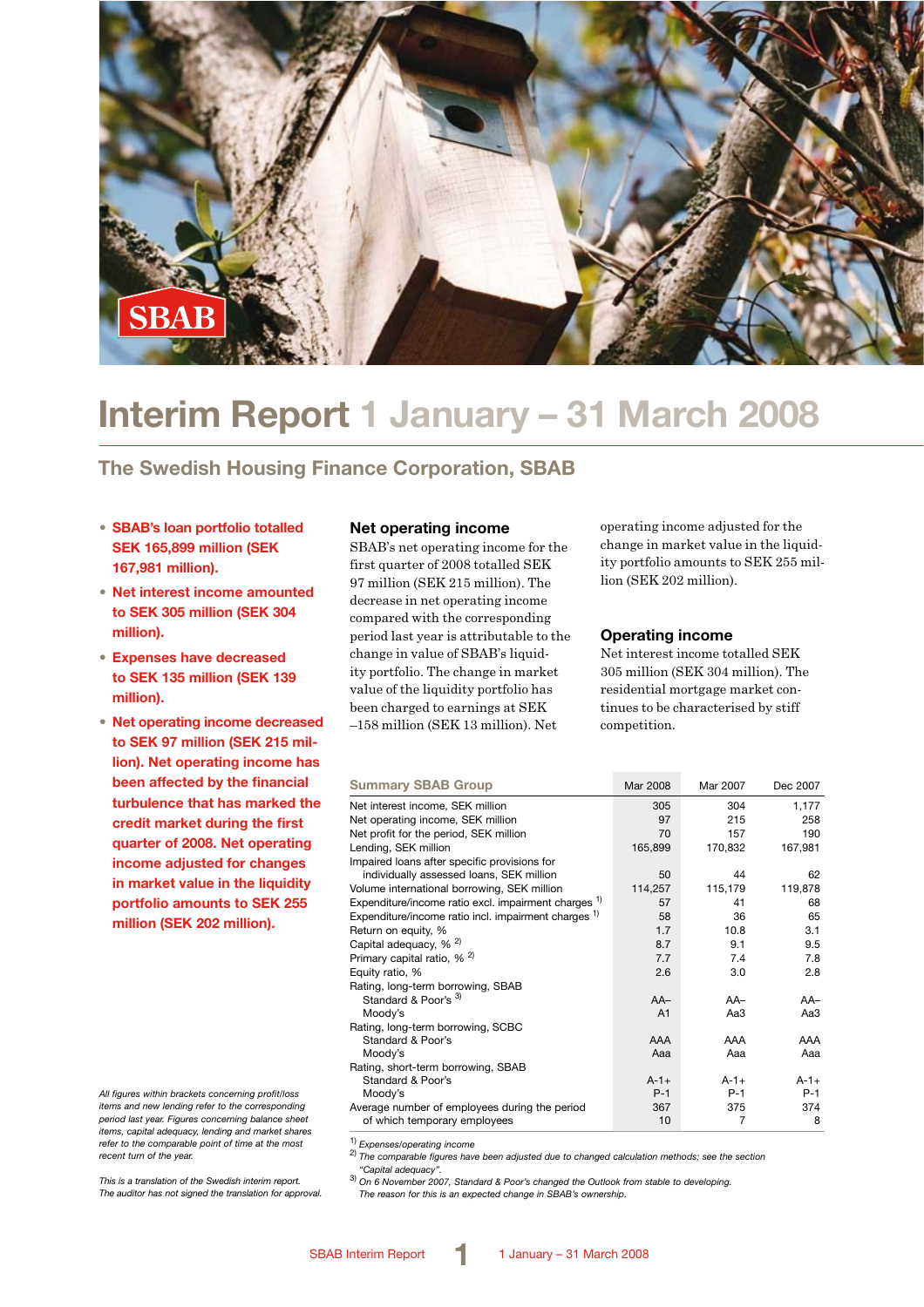# Interim Report 1 January – 31 March 2008

## The Swedish Housing Finance Corporation, SBAB

- **SBAB's loan portfolio totalled SEK 165,899 million (SEK 167,981 million).**
- **Net interest income amounted to SEK 305 million (SEK 304 million).**
- **Expenses have decreased to SEK 135 million (SEK 139 million).**
- **Net operating income decreased to SEK 97 million (SEK 215 million). Net operating income has been affected by the financial turbulence that has marked the credit market during the first quarter of 2008. Net operating income adjusted for changes in market value in the liquidity portfolio amounts to SEK 255 million (SEK 202 million).**

*All figures within brackets concerning profit/loss items and new lending refer to the corresponding period last year. Figures concerning balance sheet items, capital adequacy, lending and market shares refer to the comparable point of time at the most recent turn of the year.*

*This is a translation of the Swedish interim report. The auditor has not signed the translation for approval.*

### Net operating income

SBAB's net operating income for the first quarter of 2008 totalled SEK 97 million (SEK 215 million). The decrease in net operating income compared with the corresponding period last year is attributable to the change in value of SBAB's liquidity portfolio. The change in market value of the liquidity portfolio has been charged to earnings at SEK –158 million (SEK 13 million). Net operating income adjusted for the change in market value in the liquidity portfolio amounts to SEK 255 million (SEK 202 million).

### Operating income

Net interest income totalled SEK 305 million (SEK 304 million). The residential mortgage market continues to be characterised by stiff competition.

| Summary SBAB Group | Mar 2008 | Mar 2007 | Dec 2007 |
|---|---|---|---|
| Net interest income, SEK million | 305 | 304 | 1,177 |
| Net operating income, SEK million | 97 | 215 | 258 |
| Net profit for the period, SEK million | 70 | 157 | 190 |
| Lending, SEK million | 165,899 | 170,832 | 167,981 |
| Impaired loans after specific provisions for individually assessed loans, SEK million | 50 | 44 | 62 |
| Volume international borrowing, SEK million | 114,257 | 115,179 | 119,878 |
| Expenditure/income ratio excl. impairment charges [1] | 57 | 41 | 68 |
| Expenditure/income ratio incl. impairment charges [1] | 58 | 36 | 65 |
| Return on equity, % | 1.7 | 10.8 | 3.1 |
| Capital adequacy, % [2] | 8.7 | 9.1 | 9.5 |
| Primary capital ratio, % [2] | 7.7 | 7.4 | 7.8 |
| Equity ratio, % | 2.6 | 3.0 | 2.8 |
| Rating, long-term borrowing, SBAB | | | |
| Standard & Poor's [3] | AA– | AA– | AA– |
| Moody's | A1 | Aa3 | Aa3 |
| Rating, long-term borrowing, SCBC | | | |
| Standard & Poor's | AAA | AAA | AAA |
| Moody's | Aaa | Aaa | Aaa |
| Rating, short-term borrowing, SBAB | | | |
| Standard & Poor's | A-1+ | A-1+ | A-1+ |
| Moody's | P-1 | P-1 | P-1 |
| Average number of employees during the period | 367 | 375 | 374 |
| of which temporary employees | 10 | 7 | 8 |

[1] *Expenses/operating income*

[2] *The comparable figures have been adjusted due to changed calculation methods; see the section "Capital adequacy".*

[3] *On 6 November 2007, Standard & Poor's changed the Outlook from stable to developing. The reason for this is an expected change in SBAB's ownership.*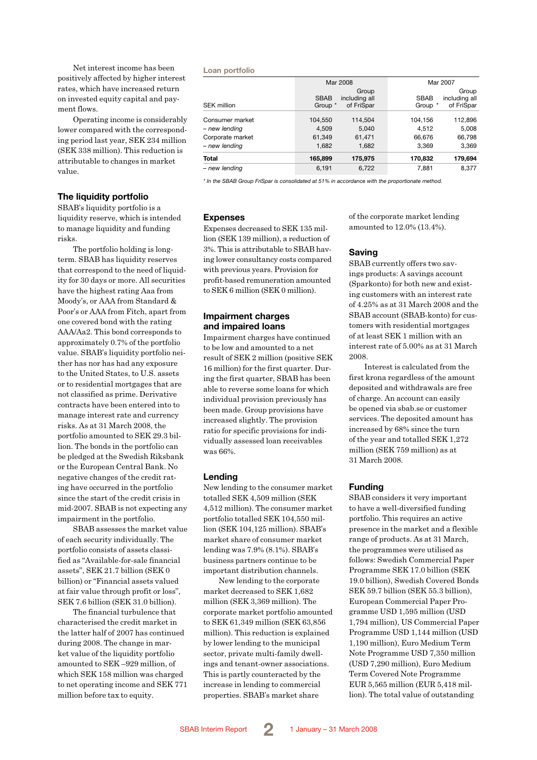Net interest income has been positively affected by higher interest rates, which have increased return on invested equity capital and payment flows.

Operating income is considerably lower compared with the corresponding period last year, SEK 234 million (SEK 338 million). This reduction is attributable to changes in market value.

## The liquidity portfolio

SBAB's liquidity portfolio is a liquidity reserve, which is intended to manage liquidity and funding risks.

The portfolio holding is long-term. SBAB has liquidity reserves that correspond to the need of liquidity for 30 days or more. All securities have the highest rating Aaa from Moody's, or AAA from Standard & Poor's or AAA from Fitch, apart from one covered bond with the rating AAA/Aa2. This bond corresponds to approximately 0.7% of the portfolio value. SBAB's liquidity portfolio neither has nor has had any exposure to the United States, to U.S. assets or to residential mortgages that are not classified as prime. Derivative contracts have been entered into to manage interest rate and currency risks. As at 31 March 2008, the portfolio amounted to SEK 29.3 billion. The bonds in the portfolio can be pledged at the Swedish Riksbank or the European Central Bank. No negative changes of the credit rating have occurred in the portfolio since the start of the credit crisis in mid-2007. SBAB is not expecting any impairment in the portfolio.

SBAB assesses the market value of each security individually. The portfolio consists of assets classified as "Available-for-sale financial assets", SEK 21.7 billion (SEK 0 billion) or "Financial assets valued at fair value through profit or loss", SEK 7.6 billion (SEK 31.0 billion).

The financial turbulence that characterised the credit market in the latter half of 2007 has continued during 2008. The change in market value of the liquidity portfolio amounted to SEK –929 million, of which SEK 158 million was charged to net operating income and SEK 771 million before tax to equity.

**Loan portfolio**

| SEK million | Mar 2008 SBAB Group * | Mar 2008 Group including all of FriSpar | Mar 2007 SBAB Group * | Mar 2007 Group including all of FriSpar |
|---|---|---|---|---|
| Consumer market | 104,550 | 114,504 | 104,156 | 112,896 |
| *– new lending* | 4,509 | 5,040 | 4,512 | 5,008 |
| Corporate market | 61,349 | 61,471 | 66,676 | 66,798 |
| *– new lending* | 1,682 | 1,682 | 3,369 | 3,369 |
| **Total** | **165,899** | **175,975** | **170,832** | **179,694** |
| *– new lending* | 6,191 | 6,722 | 7,881 | 8,377 |

*\* In the SBAB Group FriSpar is consolidated at 51% in accordance with the proportionate method.*

## Expenses

Expenses decreased to SEK 135 million (SEK 139 million), a reduction of 3%. This is attributable to SBAB having lower consultancy costs compared with previous years. Provision for profit-based remuneration amounted to SEK 6 million (SEK 0 million).

## Impairment charges and impaired loans

Impairment charges have continued to be low and amounted to a net result of SEK 2 million (positive SEK 16 million) for the first quarter. During the first quarter, SBAB has been able to reverse some loans for which individual provision previously has been made. Group provisions have increased slightly. The provision ratio for specific provisions for individually assessed loan receivables was 66%.

## Lending

New lending to the consumer market totalled SEK 4,509 million (SEK 4,512 million). The consumer market portfolio totalled SEK 104,550 million (SEK 104,125 million). SBAB's market share of consumer market lending was 7.9% (8.1%). SBAB's business partners continue to be important distribution channels.

New lending to the corporate market decreased to SEK 1,682 million (SEK 3,369 million). The corporate market portfolio amounted to SEK 61,349 million (SEK 63,856 million). This reduction is explained by lower lending to the municipal sector, private multi-family dwellings and tenant-owner associations. This is partly counteracted by the increase in lending to commercial properties. SBAB's market share of the corporate market lending amounted to 12.0% (13.4%).

## Saving

SBAB currently offers two savings products: A savings account (Sparkonto) for both new and existing customers with an interest rate of 4.25% as at 31 March 2008 and the SBAB account (SBAB-konto) for customers with residential mortgages of at least SEK 1 million with an interest rate of 5.00% as at 31 March 2008.

Interest is calculated from the first krona regardless of the amount deposited and withdrawals are free of charge. An account can easily be opened via sbab.se or customer services. The deposited amount has increased by 68% since the turn of the year and totalled SEK 1,272 million (SEK 759 million) as at 31 March 2008.

## Funding

SBAB considers it very important to have a well-diversified funding portfolio. This requires an active presence in the market and a flexible range of products. As at 31 March, the programmes were utilised as follows: Swedish Commercial Paper Programme SEK 17.0 billion (SEK 19.0 billion), Swedish Covered Bonds SEK 59.7 billion (SEK 55.3 billion), European Commercial Paper Programme USD 1,595 million (USD 1,794 million), US Commercial Paper Programme USD 1,144 million (USD 1,190 million), Euro Medium Term Note Programme USD 7,350 million (USD 7,290 million), Euro Medium Term Covered Note Programme EUR 5,565 million (EUR 5,418 million). The total value of outstanding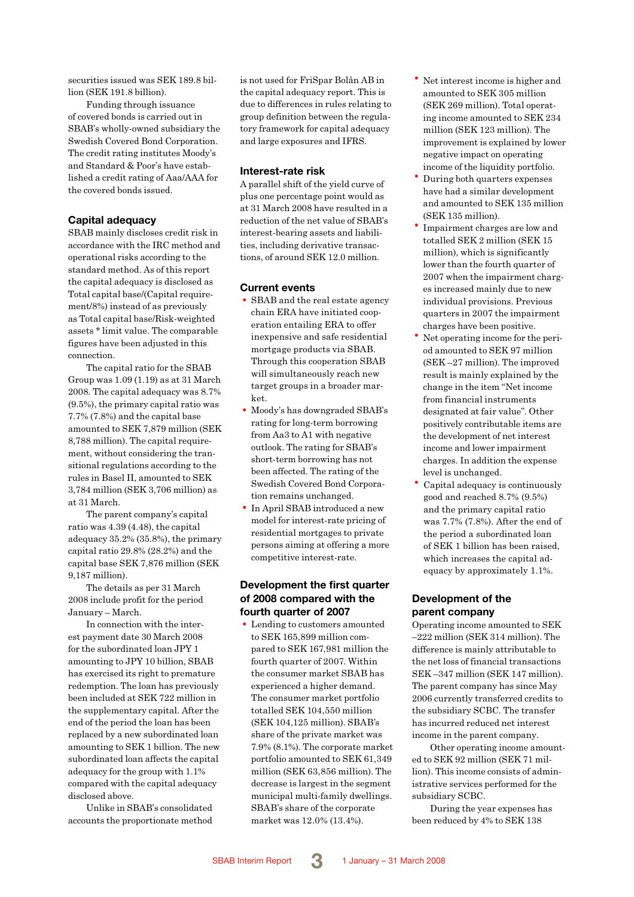securities issued was SEK 189.8 billion (SEK 191.8 billion).

Funding through issuance of covered bonds is carried out in SBAB's wholly-owned subsidiary the Swedish Covered Bond Corporation. The credit rating institutes Moody's and Standard & Poor's have established a credit rating of Aaa/AAA for the covered bonds issued.

## Capital adequacy

SBAB mainly discloses credit risk in accordance with the IRC method and operational risks according to the standard method. As of this report the capital adequacy is disclosed as Total capital base/(Capital requirement/8%) instead of as previously as Total capital base/Risk-weighted assets * limit value. The comparable figures have been adjusted in this connection.

The capital ratio for the SBAB Group was 1.09 (1.19) as at 31 March 2008. The capital adequacy was 8.7% (9.5%), the primary capital ratio was 7.7% (7.8%) and the capital base amounted to SEK 7,879 million (SEK 8,788 million). The capital requirement, without considering the transitional regulations according to the rules in Basel II, amounted to SEK 3,784 million (SEK 3,706 million) as at 31 March.

The parent company's capital ratio was 4.39 (4.48), the capital adequacy 35.2% (35.8%), the primary capital ratio 29.8% (28.2%) and the capital base SEK 7,876 million (SEK 9,187 million).

The details as per 31 March 2008 include profit for the period January – March.

In connection with the interest payment date 30 March 2008 for the subordinated loan JPY 1 amounting to JPY 10 billion, SBAB has exercised its right to premature redemption. The loan has previously been included at SEK 722 million in the supplementary capital. After the end of the period the loan has been replaced by a new subordinated loan amounting to SEK 1 billion. The new subordinated loan affects the capital adequacy for the group with 1.1% compared with the capital adequacy disclosed above.

Unlike in SBAB's consolidated accounts the proportionate method is not used for FriSpar Bolån AB in the capital adequacy report. This is due to differences in rules relating to group definition between the regulatory framework for capital adequacy and large exposures and IFRS.

## Interest-rate risk

A parallel shift of the yield curve of plus one percentage point would as at 31 March 2008 have resulted in a reduction of the net value of SBAB's interest-bearing assets and liabilities, including derivative transactions, of around SEK 12.0 million.

## Current events

- SBAB and the real estate agency chain ERA have initiated cooperation entailing ERA to offer inexpensive and safe residential mortgage products via SBAB. Through this cooperation SBAB will simultaneously reach new target groups in a broader market.
- Moody's has downgraded SBAB's rating for long-term borrowing from Aa3 to A1 with negative outlook. The rating for SBAB's short-term borrowing has not been affected. The rating of the Swedish Covered Bond Corporation remains unchanged.
- In April SBAB introduced a new model for interest-rate pricing of residential mortgages to private persons aiming at offering a more competitive interest-rate.

## Development the first quarter of 2008 compared with the fourth quarter of 2007

- Lending to customers amounted to SEK 165,899 million compared to SEK 167,981 million the fourth quarter of 2007. Within the consumer market SBAB has experienced a higher demand. The consumer market portfolio totalled SEK 104,550 million (SEK 104,125 million). SBAB's share of the private market was 7.9% (8.1%). The corporate market portfolio amounted to SEK 61,349 million (SEK 63,856 million). The decrease is largest in the segment municipal multi-family dwellings. SBAB's share of the corporate market was 12.0% (13.4%).
- Net interest income is higher and amounted to SEK 305 million (SEK 269 million). Total operating income amounted to SEK 234 million (SEK 123 million). The improvement is explained by lower negative impact on operating income of the liquidity portfolio.
- During both quarters expenses have had a similar development and amounted to SEK 135 million (SEK 135 million).
- Impairment charges are low and totalled SEK 2 million (SEK 15 million), which is significantly lower than the fourth quarter of 2007 when the impairment charges increased mainly due to new individual provisions. Previous quarters in 2007 the impairment charges have been positive.
- Net operating income for the period amounted to SEK 97 million (SEK –27 million). The improved result is mainly explained by the change in the item "Net income from financial instruments designated at fair value". Other positively contributable items are the development of net interest income and lower impairment charges. In addition the expense level is unchanged.
- Capital adequacy is continuously good and reached 8.7% (9.5%) and the primary capital ratio was 7.7% (7.8%). After the end of the period a subordinated loan of SEK 1 billion has been raised, which increases the capital adequacy by approximately 1.1%.

## Development of the parent company

Operating income amounted to SEK –222 million (SEK 314 million). The difference is mainly attributable to the net loss of financial transactions SEK –347 million (SEK 147 million). The parent company has since May 2006 currently transferred credits to the subsidiary SCBC. The transfer has incurred reduced net interest income in the parent company.

Other operating income amounted to SEK 92 million (SEK 71 million). This income consists of administrative services performed for the subsidiary SCBC.

During the year expenses has been reduced by 4% to SEK 138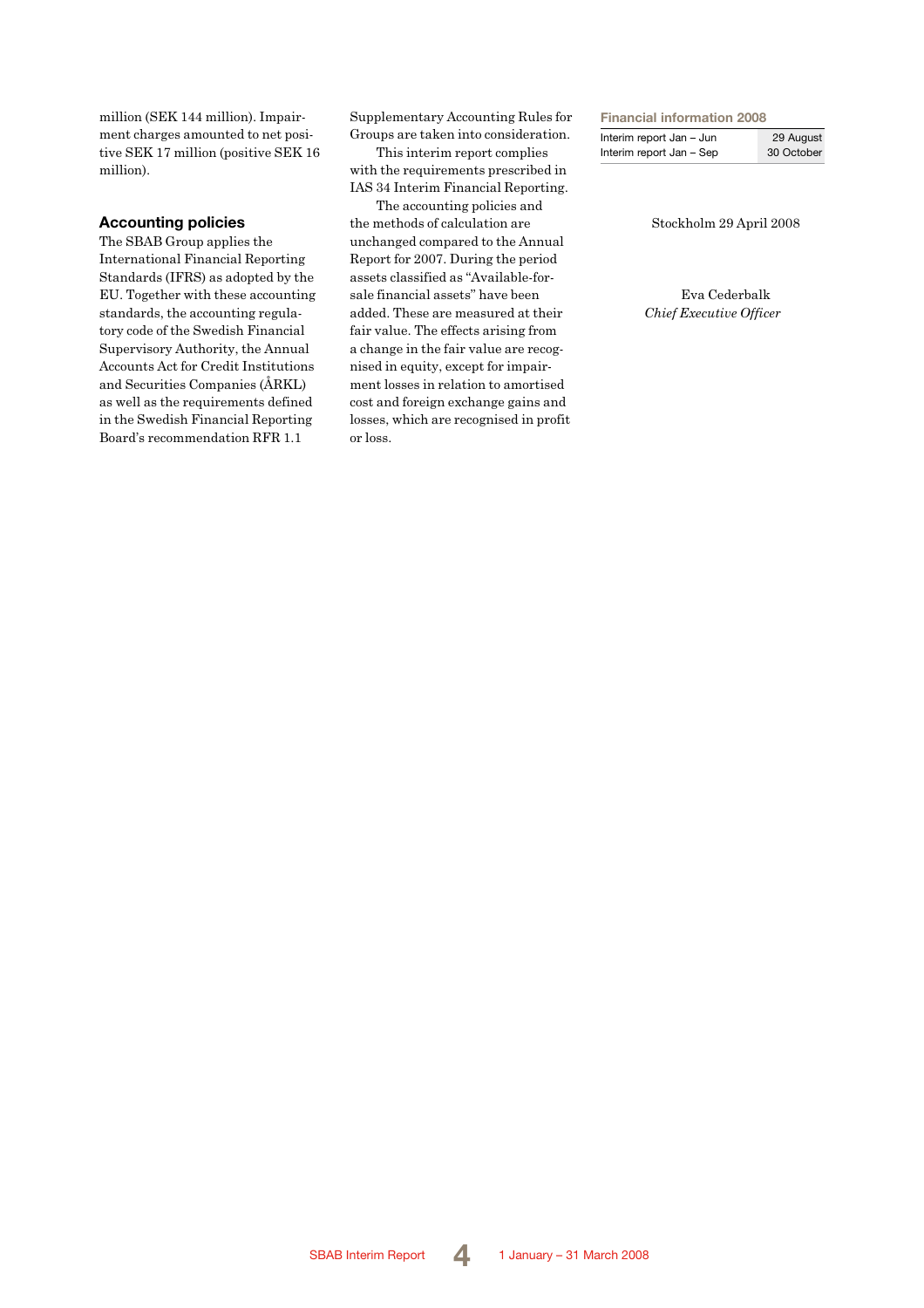million (SEK 144 million). Impairment charges amounted to net positive SEK 17 million (positive SEK 16 million).

## Accounting policies

The SBAB Group applies the International Financial Reporting Standards (IFRS) as adopted by the EU. Together with these accounting standards, the accounting regulatory code of the Swedish Financial Supervisory Authority, the Annual Accounts Act for Credit Institutions and Securities Companies (ÅRKL) as well as the requirements defined in the Swedish Financial Reporting Board's recommendation RFR 1.1 Supplementary Accounting Rules for Groups are taken into consideration.

This interim report complies with the requirements prescribed in IAS 34 Interim Financial Reporting.

The accounting policies and the methods of calculation are unchanged compared to the Annual Report for 2007. During the period assets classified as "Available-for-sale financial assets" have been added. These are measured at their fair value. The effects arising from a change in the fair value are recognised in equity, except for impairment losses in relation to amortised cost and foreign exchange gains and losses, which are recognised in profit or loss.

**Financial information 2008**

| | |
|---|---|
| Interim report Jan – Jun | 29 August |
| Interim report Jan – Sep | 30 October |

Stockholm 29 April 2008

Eva Cederbalk
*Chief Executive Officer*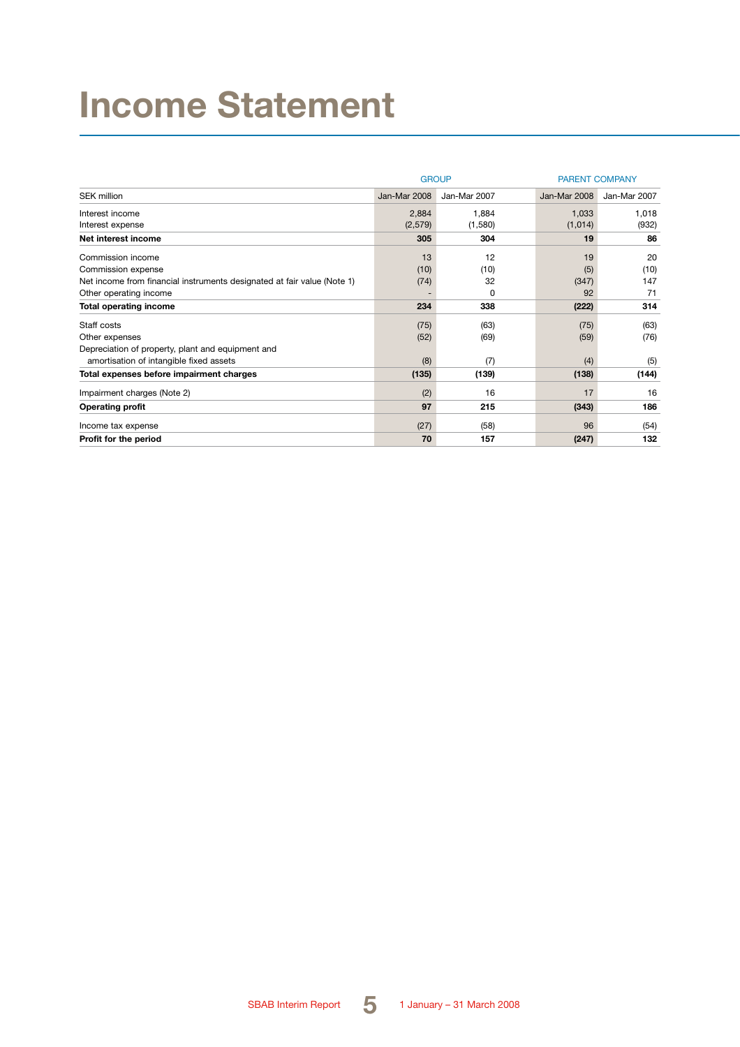# Income Statement

| | GROUP | | PARENT COMPANY | |
|---|---|---|---|---|
| SEK million | Jan-Mar 2008 | Jan-Mar 2007 | Jan-Mar 2008 | Jan-Mar 2007 |
| Interest income | 2,884 | 1,884 | 1,033 | 1,018 |
| Interest expense | (2,579) | (1,580) | (1,014) | (932) |
| **Net interest income** | **305** | **304** | **19** | **86** |
| Commission income | 13 | 12 | 19 | 20 |
| Commission expense | (10) | (10) | (5) | (10) |
| Net income from financial instruments designated at fair value (Note 1) | (74) | 32 | (347) | 147 |
| Other operating income | - | 0 | 92 | 71 |
| **Total operating income** | **234** | **338** | **(222)** | **314** |
| Staff costs | (75) | (63) | (75) | (63) |
| Other expenses | (52) | (69) | (59) | (76) |
| Depreciation of property, plant and equipment and amortisation of intangible fixed assets | (8) | (7) | (4) | (5) |
| **Total expenses before impairment charges** | **(135)** | **(139)** | **(138)** | **(144)** |
| Impairment charges (Note 2) | (2) | 16 | 17 | 16 |
| **Operating profit** | **97** | **215** | **(343)** | **186** |
| Income tax expense | (27) | (58) | 96 | (54) |
| **Profit for the period** | **70** | **157** | **(247)** | **132** |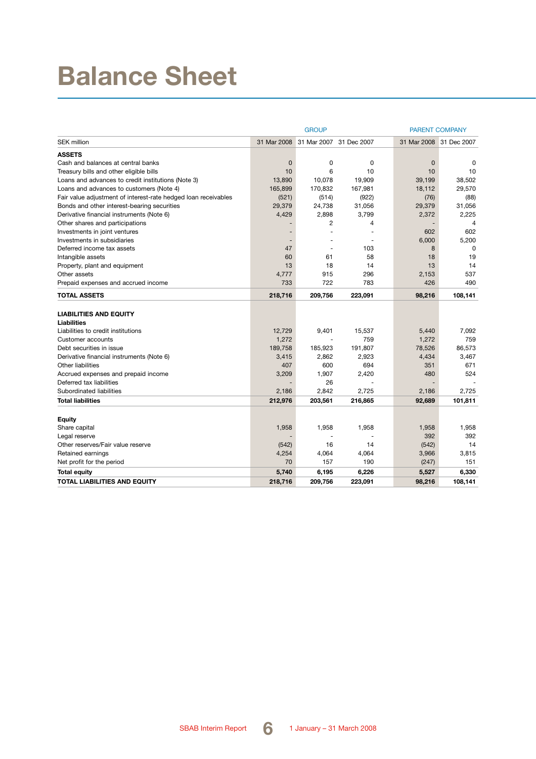# Balance Sheet

| SEK million | GROUP | | | PARENT COMPANY | |
|---|---|---|---|---|---|
| | 31 Mar 2008 | 31 Mar 2007 | 31 Dec 2007 | 31 Mar 2008 | 31 Dec 2007 |
| **ASSETS** | | | | | |
| Cash and balances at central banks | 0 | 0 | 0 | 0 | 0 |
| Treasury bills and other eligible bills | 10 | 6 | 10 | 10 | 10 |
| Loans and advances to credit institutions (Note 3) | 13,890 | 10,078 | 19,909 | 39,199 | 38,502 |
| Loans and advances to customers (Note 4) | 165,899 | 170,832 | 167,981 | 18,112 | 29,570 |
| Fair value adjustment of interest-rate hedged loan receivables | (521) | (514) | (922) | (76) | (88) |
| Bonds and other interest-bearing securities | 29,379 | 24,738 | 31,056 | 29,379 | 31,056 |
| Derivative financial instruments (Note 6) | 4,429 | 2,898 | 3,799 | 2,372 | 2,225 |
| Other shares and participations | - | 2 | 4 | - | 4 |
| Investments in joint ventures | - | - | - | 602 | 602 |
| Investments in subsidiaries | - | - | - | 6,000 | 5,200 |
| Deferred income tax assets | 47 | - | 103 | 8 | 0 |
| Intangible assets | 60 | 61 | 58 | 18 | 19 |
| Property, plant and equipment | 13 | 18 | 14 | 13 | 14 |
| Other assets | 4,777 | 915 | 296 | 2,153 | 537 |
| Prepaid expenses and accrued income | 733 | 722 | 783 | 426 | 490 |
| **TOTAL ASSETS** | **218,716** | **209,756** | **223,091** | **98,216** | **108,141** |
| | | | | | |
| **LIABILITIES AND EQUITY** | | | | | |
| **Liabilities** | | | | | |
| Liabilities to credit institutions | 12,729 | 9,401 | 15,537 | 5,440 | 7,092 |
| Customer accounts | 1,272 | - | 759 | 1,272 | 759 |
| Debt securities in issue | 189,758 | 185,923 | 191,807 | 78,526 | 86,573 |
| Derivative financial instruments (Note 6) | 3,415 | 2,862 | 2,923 | 4,434 | 3,467 |
| Other liabilities | 407 | 600 | 694 | 351 | 671 |
| Accrued expenses and prepaid income | 3,209 | 1,907 | 2,420 | 480 | 524 |
| Deferred tax liabilities | - | 26 | - | - | - |
| Subordinated liabilities | 2,186 | 2,842 | 2,725 | 2,186 | 2,725 |
| **Total liabilities** | **212,976** | **203,561** | **216,865** | **92,689** | **101,811** |
| | | | | | |
| **Equity** | | | | | |
| Share capital | 1,958 | 1,958 | 1,958 | 1,958 | 1,958 |
| Legal reserve | - | - | - | 392 | 392 |
| Other reserves/Fair value reserve | (542) | 16 | 14 | (542) | 14 |
| Retained earnings | 4,254 | 4,064 | 4,064 | 3,966 | 3,815 |
| Net profit for the period | 70 | 157 | 190 | (247) | 151 |
| **Total equity** | **5,740** | **6,195** | **6,226** | **5,527** | **6,330** |
| **TOTAL LIABILITIES AND EQUITY** | **218,716** | **209,756** | **223,091** | **98,216** | **108,141** |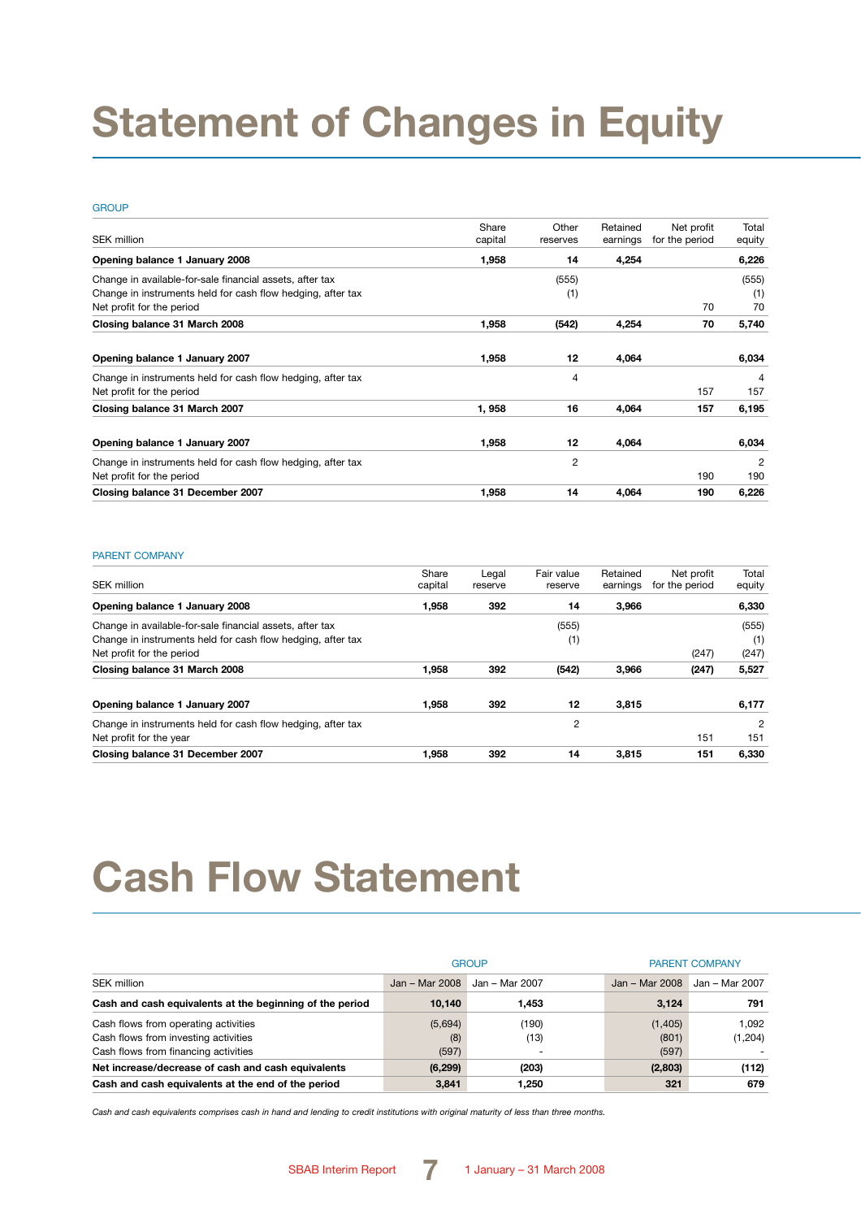# Statement of Changes in Equity

GROUP

| SEK million | Share capital | Other reserves | Retained earnings | Net profit for the period | Total equity |
|---|---|---|---|---|---|
| **Opening balance 1 January 2008** | **1,958** | **14** | **4,254** | | **6,226** |
| Change in available-for-sale financial assets, after tax | | (555) | | | (555) |
| Change in instruments held for cash flow hedging, after tax | | (1) | | | (1) |
| Net profit for the period | | | | 70 | 70 |
| **Closing balance 31 March 2008** | **1,958** | **(542)** | **4,254** | **70** | **5,740** |
| | | | | | |
| **Opening balance 1 January 2007** | **1,958** | **12** | **4,064** | | **6,034** |
| Change in instruments held for cash flow hedging, after tax | | 4 | | | 4 |
| Net profit for the period | | | | 157 | 157 |
| **Closing balance 31 March 2007** | **1, 958** | **16** | **4,064** | **157** | **6,195** |
| | | | | | |
| **Opening balance 1 January 2007** | **1,958** | **12** | **4,064** | | **6,034** |
| Change in instruments held for cash flow hedging, after tax | | 2 | | | 2 |
| Net profit for the period | | | | 190 | 190 |
| **Closing balance 31 December 2007** | **1,958** | **14** | **4,064** | **190** | **6,226** |

PARENT COMPANY

| SEK million | Share capital | Legal reserve | Fair value reserve | Retained earnings | Net profit for the period | Total equity |
|---|---|---|---|---|---|---|
| **Opening balance 1 January 2008** | **1,958** | **392** | **14** | **3,966** | | **6,330** |
| Change in available-for-sale financial assets, after tax | | | (555) | | | (555) |
| Change in instruments held for cash flow hedging, after tax | | | (1) | | | (1) |
| Net profit for the period | | | | | (247) | (247) |
| **Closing balance 31 March 2008** | **1,958** | **392** | **(542)** | **3,966** | **(247)** | **5,527** |
| | | | | | | |
| **Opening balance 1 January 2007** | **1,958** | **392** | **12** | **3,815** | | **6,177** |
| Change in instruments held for cash flow hedging, after tax | | | 2 | | | 2 |
| Net profit for the year | | | | | 151 | 151 |
| **Closing balance 31 December 2007** | **1,958** | **392** | **14** | **3,815** | **151** | **6,330** |

# Cash Flow Statement

| | GROUP | | PARENT COMPANY | |
|---|---|---|---|---|
| SEK million | Jan – Mar 2008 | Jan – Mar 2007 | Jan – Mar 2008 | Jan – Mar 2007 |
| **Cash and cash equivalents at the beginning of the period** | **10,140** | **1,453** | **3,124** | **791** |
| Cash flows from operating activities | (5,694) | (190) | (1,405) | 1,092 |
| Cash flows from investing activities | (8) | (13) | (801) | (1,204) |
| Cash flows from financing activities | (597) | - | (597) | - |
| **Net increase/decrease of cash and cash equivalents** | **(6,299)** | **(203)** | **(2,803)** | **(112)** |
| **Cash and cash equivalents at the end of the period** | **3,841** | **1,250** | **321** | **679** |

*Cash and cash equivalents comprises cash in hand and lending to credit institutions with original maturity of less than three months.*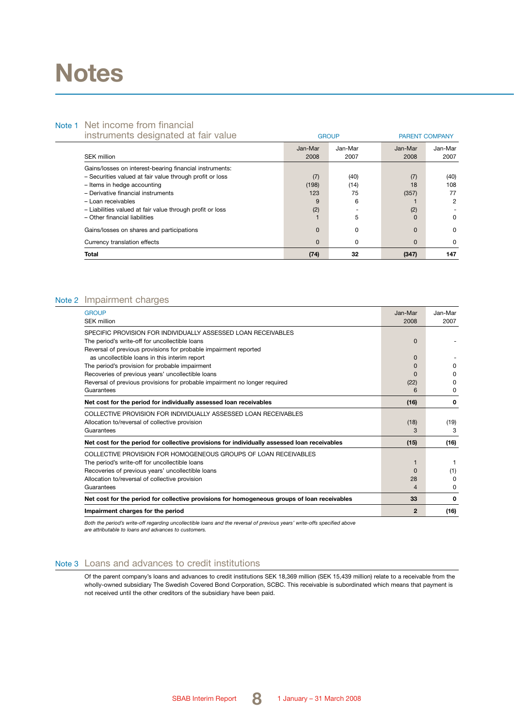# Notes

## Note 1 Net income from financial instruments designated at fair value

| SEK million | GROUP Jan-Mar 2008 | GROUP Jan-Mar 2007 | PARENT COMPANY Jan-Mar 2008 | PARENT COMPANY Jan-Mar 2007 |
|---|---|---|---|---|
| Gains/losses on interest-bearing financial instruments: | | | | |
| – Securities valued at fair value through profit or loss | (7) | (40) | (7) | (40) |
| – Items in hedge accounting | (198) | (14) | 18 | 108 |
| – Derivative financial instruments | 123 | 75 | (357) | 77 |
| – Loan receivables | 9 | 6 | 1 | 2 |
| – Liabilities valued at fair value through profit or loss | (2) | - | (2) | - |
| – Other financial liabilities | 1 | 5 | 0 | 0 |
| Gains/losses on shares and participations | 0 | 0 | 0 | 0 |
| Currency translation effects | 0 | 0 | 0 | 0 |
| **Total** | **(74)** | **32** | **(347)** | **147** |

## Note 2 Impairment charges

| GROUP SEK million | Jan-Mar 2008 | Jan-Mar 2007 |
|---|---|---|
| SPECIFIC PROVISION FOR INDIVIDUALLY ASSESSED LOAN RECEIVABLES | | |
| The period's write-off for uncollectible loans | 0 | - |
| Reversal of previous provisions for probable impairment reported as uncollectible loans in this interim report | 0 | - |
| The period's provision for probable impairment | 0 | 0 |
| Recoveries of previous years' uncollectible loans | 0 | 0 |
| Reversal of previous provisions for probable impairment no longer required | (22) | 0 |
| Guarantees | 6 | 0 |
| **Net cost for the period for individually assessed loan receivables** | **(16)** | **0** |
| COLLECTIVE PROVISION FOR INDIVIDUALLY ASSESSED LOAN RECEIVABLES | | |
| Allocation to/reversal of collective provision | (18) | (19) |
| Guarantees | 3 | 3 |
| **Net cost for the period for collective provisions for individually assessed loan receivables** | **(15)** | **(16)** |
| COLLECTIVE PROVISION FOR HOMOGENEOUS GROUPS OF LOAN RECEIVABLES | | |
| The period's write-off for uncollectible loans | 1 | 1 |
| Recoveries of previous years' uncollectible loans | 0 | (1) |
| Allocation to/reversal of collective provision | 28 | 0 |
| Guarantees | 4 | 0 |
| **Net cost for the period for collective provisions for homogeneous groups of loan receivables** | **33** | **0** |
| **Impairment charges for the period** | **2** | **(16)** |

*Both the period's write-off regarding uncollectible loans and the reversal of previous years' write-offs specified above are attributable to loans and advances to customers.*

## Note 3 Loans and advances to credit institutions

Of the parent company's loans and advances to credit institutions SEK 18,369 million (SEK 15,439 million) relate to a receivable from the wholly-owned subsidiary The Swedish Covered Bond Corporation, SCBC. This receivable is subordinated which means that payment is not received until the other creditors of the subsidiary have been paid.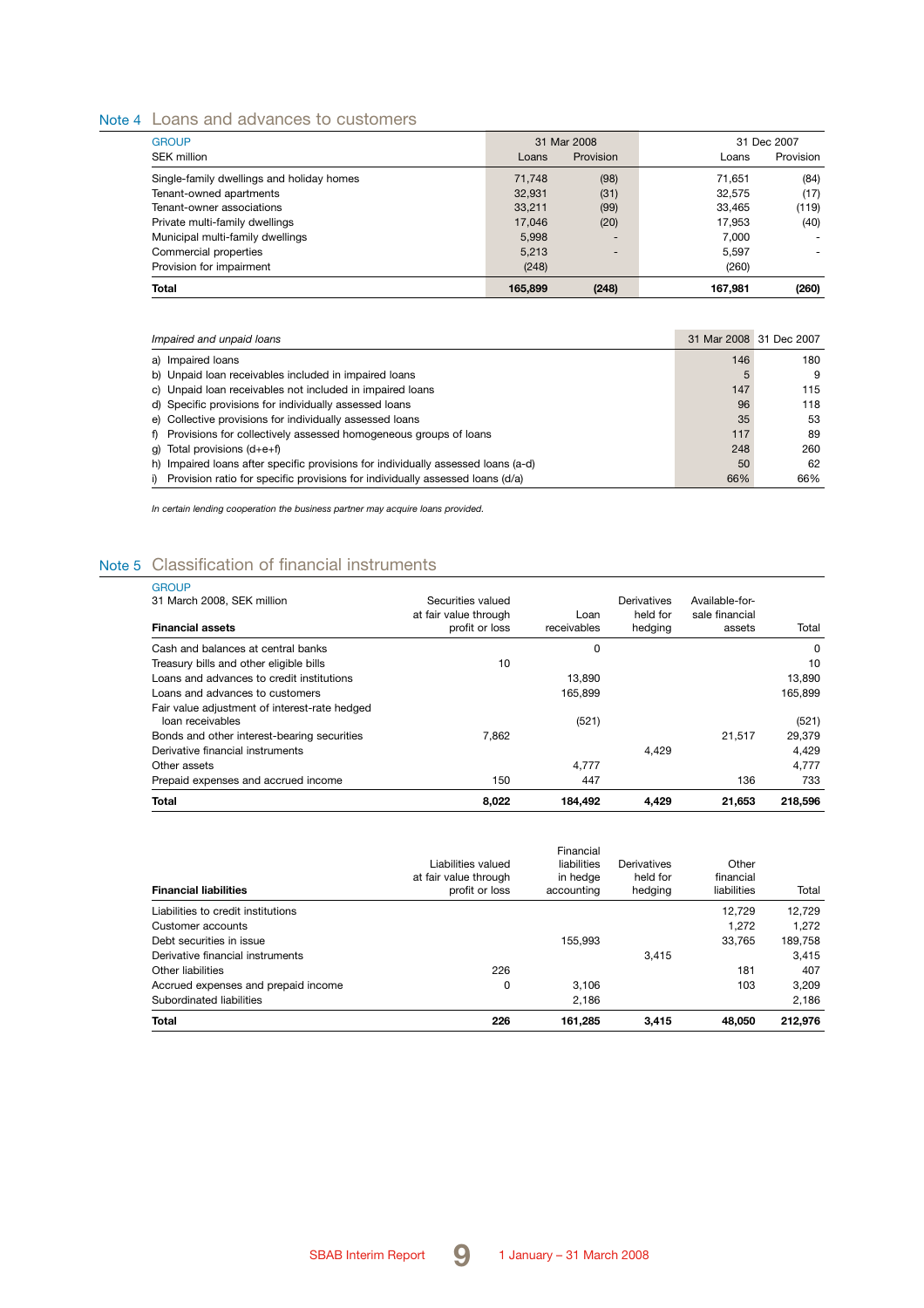## Note 4 Loans and advances to customers

| GROUP<br>SEK million | 31 Mar 2008<br>Loans | <br>Provision | 31 Dec 2007<br>Loans | <br>Provision |
|---|---|---|---|---|
| Single-family dwellings and holiday homes | 71,748 | (98) | 71,651 | (84) |
| Tenant-owned apartments | 32,931 | (31) | 32,575 | (17) |
| Tenant-owner associations | 33,211 | (99) | 33,465 | (119) |
| Private multi-family dwellings | 17,046 | (20) | 17,953 | (40) |
| Municipal multi-family dwellings | 5,998 | - | 7,000 | - |
| Commercial properties | 5,213 | - | 5,597 | - |
| Provision for impairment | (248) | | (260) | |
| **Total** | **165,899** | **(248)** | **167,981** | **(260)** |

| *Impaired and unpaid loans* | 31 Mar 2008 | 31 Dec 2007 |
|---|---|---|
| a) Impaired loans | 146 | 180 |
| b) Unpaid loan receivables included in impaired loans | 5 | 9 |
| c) Unpaid loan receivables not included in impaired loans | 147 | 115 |
| d) Specific provisions for individually assessed loans | 96 | 118 |
| e) Collective provisions for individually assessed loans | 35 | 53 |
| f) Provisions for collectively assessed homogeneous groups of loans | 117 | 89 |
| g) Total provisions (d+e+f) | 248 | 260 |
| h) Impaired loans after specific provisions for individually assessed loans (a-d) | 50 | 62 |
| i) Provision ratio for specific provisions for individually assessed loans (d/a) | 66% | 66% |

*In certain lending cooperation the business partner may acquire loans provided.*

## Note 5 Classification of financial instruments

| GROUP<br>31 March 2008, SEK million<br>**Financial assets** | Securities valued at fair value through profit or loss | Loan receivables | Derivatives held for hedging | Available-for-sale financial assets | Total |
|---|---|---|---|---|---|
| Cash and balances at central banks | | 0 | | | 0 |
| Treasury bills and other eligible bills | 10 | | | | 10 |
| Loans and advances to credit institutions | | 13,890 | | | 13,890 |
| Loans and advances to customers | | 165,899 | | | 165,899 |
| Fair value adjustment of interest-rate hedged loan receivables | | (521) | | | (521) |
| Bonds and other interest-bearing securities | 7,862 | | | 21,517 | 29,379 |
| Derivative financial instruments | | | 4,429 | | 4,429 |
| Other assets | | 4,777 | | | 4,777 |
| Prepaid expenses and accrued income | 150 | 447 | | 136 | 733 |
| **Total** | **8,022** | **184,492** | **4,429** | **21,653** | **218,596** |

| **Financial liabilities** | Liabilities valued at fair value through profit or loss | Financial liabilities in hedge accounting | Derivatives held for hedging | Other financial liabilities | Total |
|---|---|---|---|---|---|
| Liabilities to credit institutions | | | | 12,729 | 12,729 |
| Customer accounts | | | | 1,272 | 1,272 |
| Debt securities in issue | | 155,993 | | 33,765 | 189,758 |
| Derivative financial instruments | | | 3,415 | | 3,415 |
| Other liabilities | 226 | | | 181 | 407 |
| Accrued expenses and prepaid income | 0 | 3,106 | | 103 | 3,209 |
| Subordinated liabilities | | 2,186 | | | 2,186 |
| **Total** | **226** | **161,285** | **3,415** | **48,050** | **212,976** |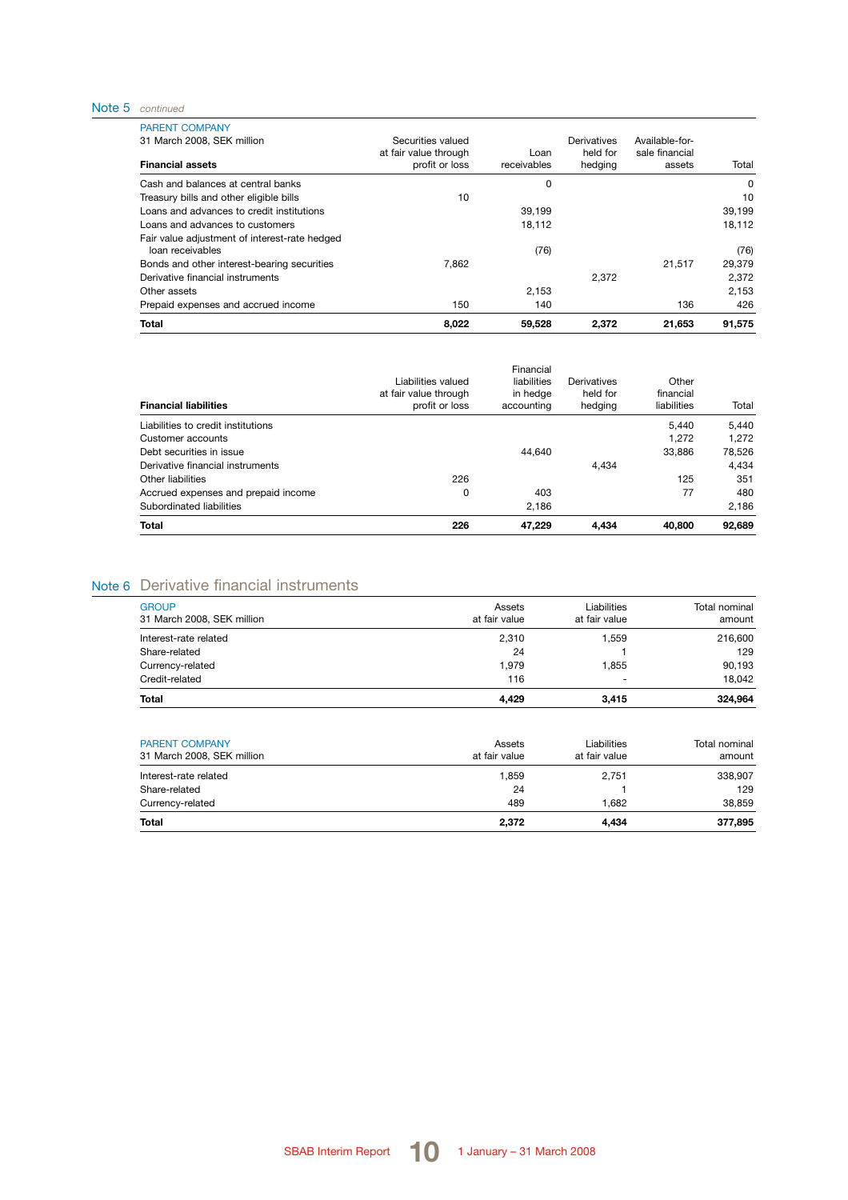## Note 5 *continued*

PARENT COMPANY

| 31 March 2008, SEK million<br>**Financial assets** | Securities valued at fair value through profit or loss | Loan receivables | Derivatives held for hedging | Available-for-sale financial assets | Total |
|---|---|---|---|---|---|
| Cash and balances at central banks | | 0 | | | 0 |
| Treasury bills and other eligible bills | 10 | | | | 10 |
| Loans and advances to credit institutions | | 39,199 | | | 39,199 |
| Loans and advances to customers | | 18,112 | | | 18,112 |
| Fair value adjustment of interest-rate hedged loan receivables | | (76) | | | (76) |
| Bonds and other interest-bearing securities | 7,862 | | | 21,517 | 29,379 |
| Derivative financial instruments | | | 2,372 | | 2,372 |
| Other assets | | 2,153 | | | 2,153 |
| Prepaid expenses and accrued income | 150 | 140 | | 136 | 426 |
| **Total** | **8,022** | **59,528** | **2,372** | **21,653** | **91,575** |

| **Financial liabilities** | Liabilities valued at fair value through profit or loss | Financial liabilities in hedge accounting | Derivatives held for hedging | Other financial liabilities | Total |
|---|---|---|---|---|---|
| Liabilities to credit institutions | | | | 5,440 | 5,440 |
| Customer accounts | | | | 1,272 | 1,272 |
| Debt securities in issue | | 44,640 | | 33,886 | 78,526 |
| Derivative financial instruments | | | 4,434 | | 4,434 |
| Other liabilities | 226 | | | 125 | 351 |
| Accrued expenses and prepaid income | 0 | 403 | | 77 | 480 |
| Subordinated liabilities | | 2,186 | | | 2,186 |
| **Total** | **226** | **47,229** | **4,434** | **40,800** | **92,689** |

## Note 6 Derivative financial instruments

GROUP

| 31 March 2008, SEK million | Assets at fair value | Liabilities at fair value | Total nominal amount |
|---|---|---|---|
| Interest-rate related | 2,310 | 1,559 | 216,600 |
| Share-related | 24 | 1 | 129 |
| Currency-related | 1,979 | 1,855 | 90,193 |
| Credit-related | 116 | - | 18,042 |
| **Total** | **4,429** | **3,415** | **324,964** |

PARENT COMPANY

| 31 March 2008, SEK million | Assets at fair value | Liabilities at fair value | Total nominal amount |
|---|---|---|---|
| Interest-rate related | 1,859 | 2,751 | 338,907 |
| Share-related | 24 | 1 | 129 |
| Currency-related | 489 | 1,682 | 38,859 |
| **Total** | **2,372** | **4,434** | **377,895** |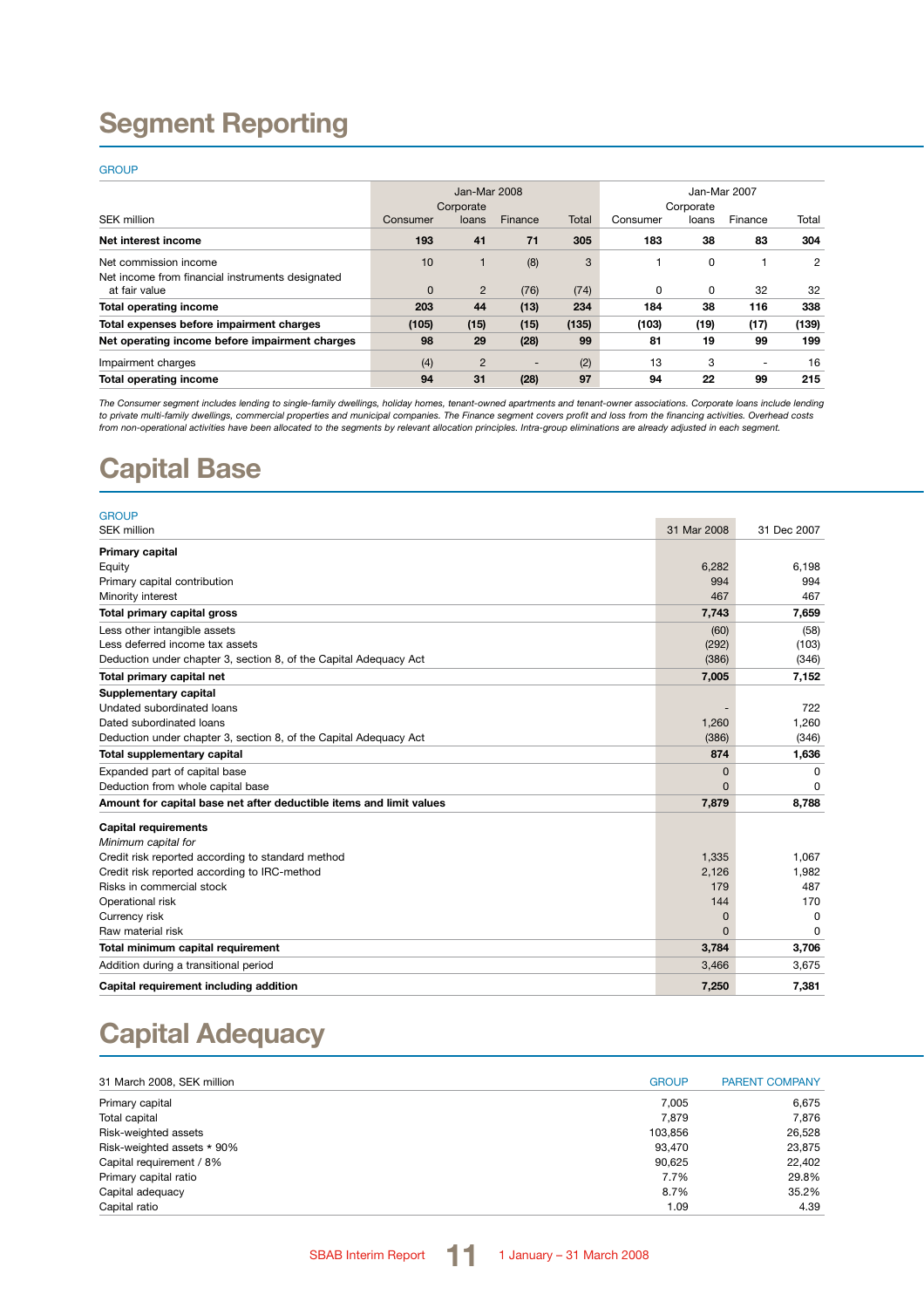# Segment Reporting

GROUP

| SEK million | Jan-Mar 2008 | | | | Jan-Mar 2007 | | | |
|---|---|---|---|---|---|---|---|---|
| | Consumer | Corporate loans | Finance | Total | Consumer | Corporate loans | Finance | Total |
| **Net interest income** | **193** | **41** | **71** | **305** | **183** | **38** | **83** | **304** |
| Net commission income | 10 | 1 | (8) | 3 | 1 | 0 | 1 | 2 |
| Net income from financial instruments designated at fair value | 0 | 2 | (76) | (74) | 0 | 0 | 32 | 32 |
| **Total operating income** | **203** | **44** | **(13)** | **234** | **184** | **38** | **116** | **338** |
| **Total expenses before impairment charges** | **(105)** | **(15)** | **(15)** | **(135)** | **(103)** | **(19)** | **(17)** | **(139)** |
| **Net operating income before impairment charges** | **98** | **29** | **(28)** | **99** | **81** | **19** | **99** | **199** |
| Impairment charges | (4) | 2 | - | (2) | 13 | 3 | - | 16 |
| **Total operating income** | **94** | **31** | **(28)** | **97** | **94** | **22** | **99** | **215** |

*The Consumer segment includes lending to single-family dwellings, holiday homes, tenant-owned apartments and tenant-owner associations. Corporate loans include lending to private multi-family dwellings, commercial properties and municipal companies. The Finance segment covers profit and loss from the financing activities. Overhead costs from non-operational activities have been allocated to the segments by relevant allocation principles. Intra-group eliminations are already adjusted in each segment.*

# Capital Base

GROUP

| SEK million | 31 Mar 2008 | 31 Dec 2007 |
|---|---|---|
| **Primary capital** | | |
| Equity | 6,282 | 6,198 |
| Primary capital contribution | 994 | 994 |
| Minority interest | 467 | 467 |
| **Total primary capital gross** | **7,743** | **7,659** |
| Less other intangible assets | (60) | (58) |
| Less deferred income tax assets | (292) | (103) |
| Deduction under chapter 3, section 8, of the Capital Adequacy Act | (386) | (346) |
| **Total primary capital net** | **7,005** | **7,152** |
| **Supplementary capital** | | |
| Undated subordinated loans | - | 722 |
| Dated subordinated loans | 1,260 | 1,260 |
| Deduction under chapter 3, section 8, of the Capital Adequacy Act | (386) | (346) |
| **Total supplementary capital** | **874** | **1,636** |
| Expanded part of capital base | 0 | 0 |
| Deduction from whole capital base | 0 | 0 |
| **Amount for capital base net after deductible items and limit values** | **7,879** | **8,788** |
| **Capital requirements** | | |
| *Minimum capital for* | | |
| Credit risk reported according to standard method | 1,335 | 1,067 |
| Credit risk reported according to IRC-method | 2,126 | 1,982 |
| Risks in commercial stock | 179 | 487 |
| Operational risk | 144 | 170 |
| Currency risk | 0 | 0 |
| Raw material risk | 0 | 0 |
| **Total minimum capital requirement** | **3,784** | **3,706** |
| Addition during a transitional period | 3,466 | 3,675 |
| **Capital requirement including addition** | **7,250** | **7,381** |

# Capital Adequacy

| 31 March 2008, SEK million | GROUP | PARENT COMPANY |
|---|---|---|
| Primary capital | 7,005 | 6,675 |
| Total capital | 7,879 | 7,876 |
| Risk-weighted assets | 103,856 | 26,528 |
| Risk-weighted assets * 90% | 93,470 | 23,875 |
| Capital requirement / 8% | 90,625 | 22,402 |
| Primary capital ratio | 7.7% | 29.8% |
| Capital adequacy | 8.7% | 35.2% |
| Capital ratio | 1.09 | 4.39 |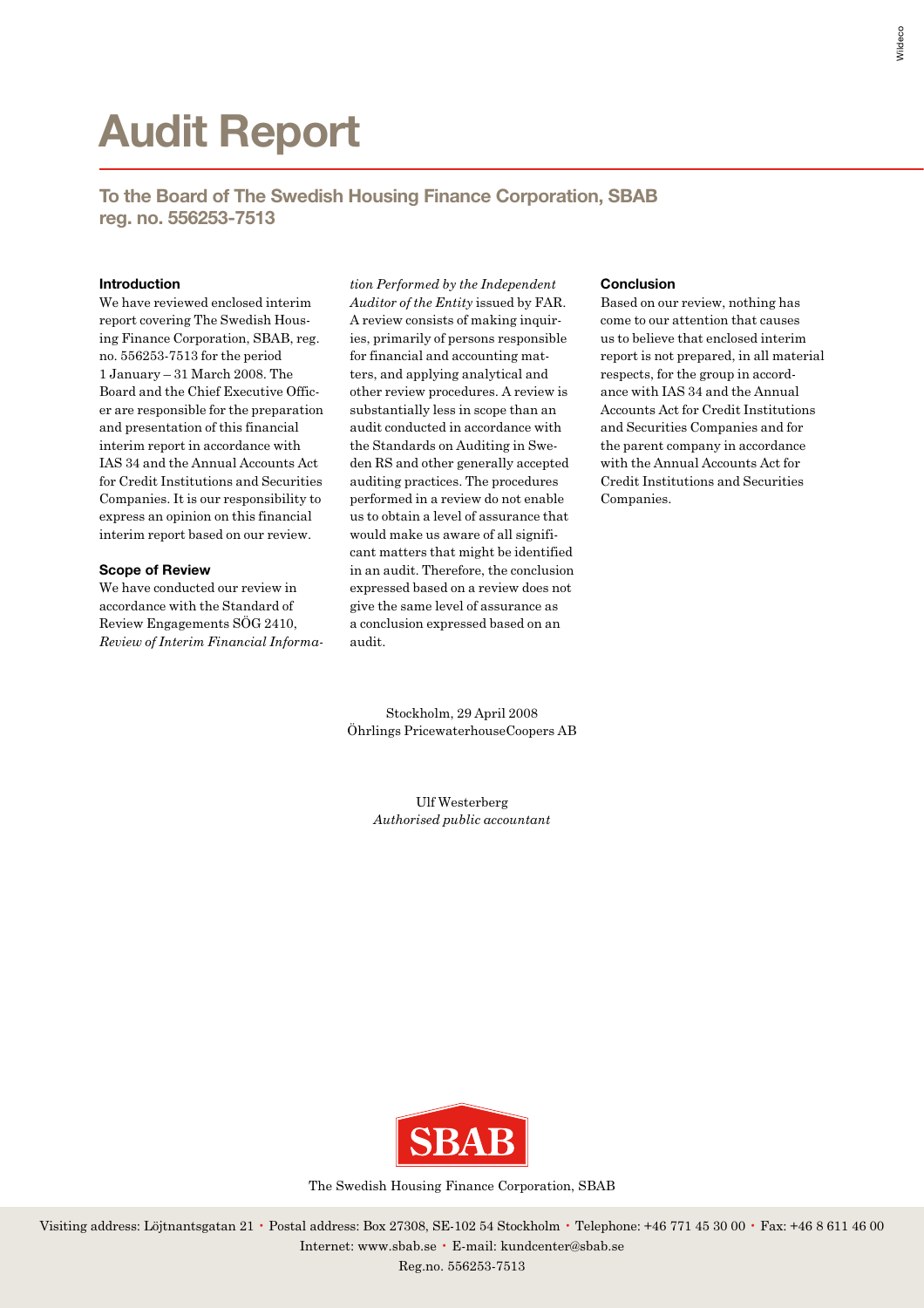# Audit Report

## To the Board of The Swedish Housing Finance Corporation, SBAB reg. no. 556253-7513

### Introduction

We have reviewed enclosed interim report covering The Swedish Housing Finance Corporation, SBAB, reg. no. 556253-7513 for the period 1 January – 31 March 2008. The Board and the Chief Executive Officer are responsible for the preparation and presentation of this financial interim report in accordance with IAS 34 and the Annual Accounts Act for Credit Institutions and Securities Companies. It is our responsibility to express an opinion on this financial interim report based on our review.

### Scope of Review

We have conducted our review in accordance with the Standard of Review Engagements SÖG 2410, *Review of Interim Financial Information Performed by the Independent Auditor of the Entity* issued by FAR. A review consists of making inquiries, primarily of persons responsible for financial and accounting matters, and applying analytical and other review procedures. A review is substantially less in scope than an audit conducted in accordance with the Standards on Auditing in Sweden RS and other generally accepted auditing practices. The procedures performed in a review do not enable us to obtain a level of assurance that would make us aware of all significant matters that might be identified in an audit. Therefore, the conclusion expressed based on a review does not give the same level of assurance as a conclusion expressed based on an audit.

### Conclusion

Based on our review, nothing has come to our attention that causes us to believe that enclosed interim report is not prepared, in all material respects, for the group in accordance with IAS 34 and the Annual Accounts Act for Credit Institutions and Securities Companies and for the parent company in accordance with the Annual Accounts Act for Credit Institutions and Securities Companies.

Stockholm, 29 April 2008
Öhrlings PricewaterhouseCoopers AB

Ulf Westerberg
*Authorised public accountant*

SBAB

The Swedish Housing Finance Corporation, SBAB

Visiting address: Löjtnantsgatan 21 • Postal address: Box 27308, SE-102 54 Stockholm • Telephone: +46 771 45 30 00 • Fax: +46 8 611 46 00
Internet: www.sbab.se • E-mail: kundcenter@sbab.se
Reg.no. 556253-7513